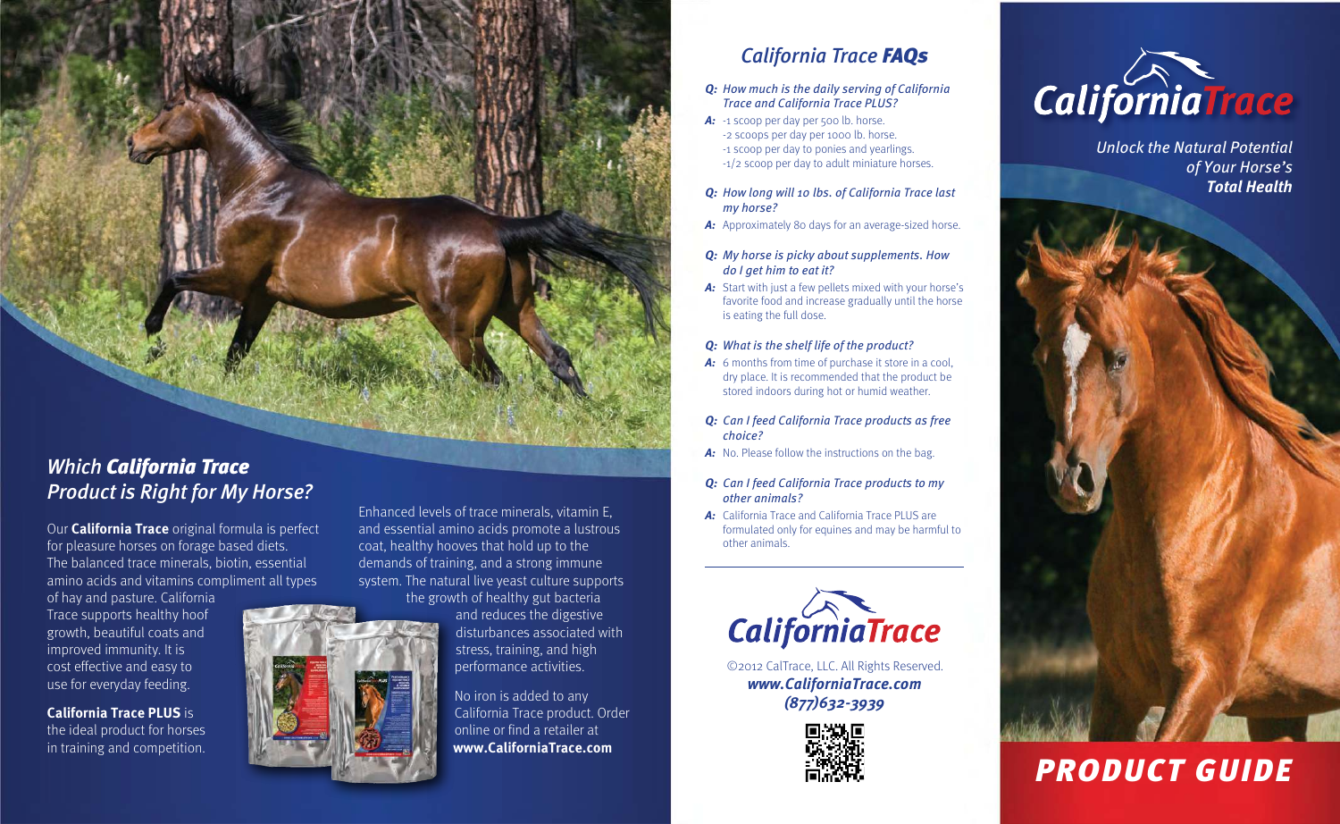## *Which **California Trace** Product is Right for My Horse?*

Our **California Trace** original formula is perfect for pleasure horses on forage based diets. The balanced trace minerals, biotin, essential amino acids and vitamins compliment all types of hay and pasture. California Trace supports healthy hoof growth, beautiful coats and improved immunity. It is cost effective and easy to use for everyday feeding.

**California Trace PLUS** is the ideal product for horses in training and competition. Enhanced levels of trace minerals, vitamin E, and essential amino acids promote a lustrous coat, healthy hooves that hold up to the demands of training, and a strong immune system. The natural live yeast culture supports the growth of healthy gut bacteria and reduces the digestive disturbances associated with stress, training, and high performance activities.

No iron is added to any California Trace product. Order online or find a retailer at **www.CaliforniaTrace.com**

## *California Trace **FAQs***

***Q:** How much is the daily serving of California Trace and California Trace PLUS?*

**A:** -1 scoop per day per 500 lb. horse.
-2 scoops per day per 1000 lb. horse.
-1 scoop per day to ponies and yearlings.
-1/2 scoop per day to adult miniature horses.

***Q:** How long will 10 lbs. of California Trace last my horse?*

**A:** Approximately 80 days for an average-sized horse.

***Q:** My horse is picky about supplements. How do I get him to eat it?*

**A:** Start with just a few pellets mixed with your horse's favorite food and increase gradually until the horse is eating the full dose.

***Q:** What is the shelf life of the product?*

**A:** 6 months from time of purchase it store in a cool, dry place. It is recommended that the product be stored indoors during hot or humid weather.

***Q:** Can I feed California Trace products as free choice?*

**A:** No. Please follow the instructions on the bag.

***Q:** Can I feed California Trace products to my other animals?*

**A:** California Trace and California Trace PLUS are formulated only for equines and may be harmful to other animals.

**California Trace**

©2012 CalTrace, LLC. All Rights Reserved.
***www.CaliforniaTrace.com***
***(877)632-3939***

# California Trace

*Unlock the Natural Potential of Your Horse's **Total Health***

# *PRODUCT GUIDE*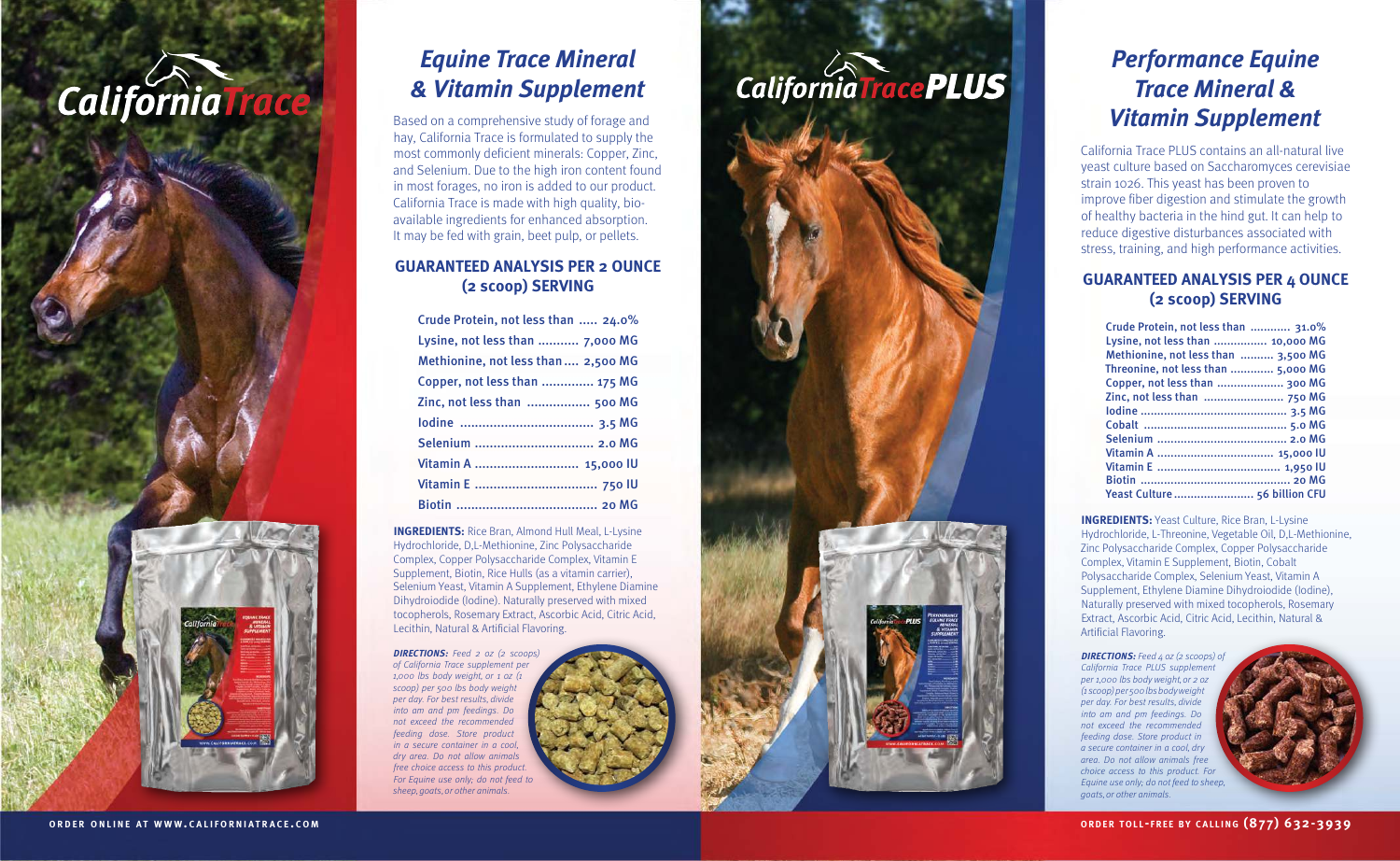# CaliforniaTrace

## *Equine Trace Mineral & Vitamin Supplement*

Based on a comprehensive study of forage and hay, California Trace is formulated to supply the most commonly deficient minerals: Copper, Zinc, and Selenium. Due to the high iron content found in most forages, no iron is added to our product. California Trace is made with high quality, bio-available ingredients for enhanced absorption. It may be fed with grain, beet pulp, or pellets.

### GUARANTEED ANALYSIS PER 2 OUNCE (2 scoop) SERVING

| | |
|---|---|
| Crude Protein, not less than | 24.0% |
| Lysine, not less than | 7,000 MG |
| Methionine, not less than | 2,500 MG |
| Copper, not less than | 175 MG |
| Zinc, not less than | 500 MG |
| Iodine | 3.5 MG |
| Selenium | 2.0 MG |
| Vitamin A | 15,000 IU |
| Vitamin E | 750 IU |
| Biotin | 20 MG |

**INGREDIENTS:** Rice Bran, Almond Hull Meal, L-Lysine Hydrochloride, D,L-Methionine, Zinc Polysaccharide Complex, Copper Polysaccharide Complex, Vitamin E Supplement, Biotin, Rice Hulls (as a vitamin carrier), Selenium Yeast, Vitamin A Supplement, Ethylene Diamine Dihydroiodide (Iodine). Naturally preserved with mixed tocopherols, Rosemary Extract, Ascorbic Acid, Citric Acid, Lecithin, Natural & Artificial Flavoring.

***DIRECTIONS:*** *Feed 2 oz (2 scoops) of California Trace supplement per 1,000 lbs body weight, or 1 oz (1 scoop) per 500 lbs body weight per day. For best results, divide into am and pm feedings. Do not exceed the recommended feeding dose. Store product in a secure container in a cool, dry area. Do not allow animals free choice access to this product. For Equine use only; do not feed to sheep, goats, or other animals.*

# CaliforniaTracePLUS

## *Performance Equine Trace Mineral & Vitamin Supplement*

California Trace PLUS contains an all-natural live yeast culture based on Saccharomyces cerevisiae strain 1026. This yeast has been proven to improve fiber digestion and stimulate the growth of healthy bacteria in the hind gut. It can help to reduce digestive disturbances associated with stress, training, and high performance activities.

### GUARANTEED ANALYSIS PER 4 OUNCE (2 scoop) SERVING

| | |
|---|---|
| Crude Protein, not less than | 31.0% |
| Lysine, not less than | 10,000 MG |
| Methionine, not less than | 3,500 MG |
| Threonine, not less than | 5,000 MG |
| Copper, not less than | 300 MG |
| Zinc, not less than | 750 MG |
| Iodine | 3.5 MG |
| Cobalt | 5.0 MG |
| Selenium | 2.0 MG |
| Vitamin A | 15,000 IU |
| Vitamin E | 1,950 IU |
| Biotin | 20 MG |
| Yeast Culture | 56 billion CFU |

**INGREDIENTS:** Yeast Culture, Rice Bran, L-Lysine Hydrochloride, L-Threonine, Vegetable Oil, D,L-Methionine, Zinc Polysaccharide Complex, Copper Polysaccharide Complex, Vitamin E Supplement, Biotin, Cobalt Polysaccharide Complex, Selenium Yeast, Vitamin A Supplement, Ethylene Diamine Dihydroiodide (Iodine). Naturally preserved with mixed tocopherols, Rosemary Extract, Ascorbic Acid, Citric Acid, Lecithin, Natural & Artificial Flavoring.

***DIRECTIONS:*** *Feed 4 oz (2 scoops) of California Trace PLUS supplement per 1,000 lbs body weight, or 2 oz (1 scoop) per 500 lbs body weight per day. For best results, divide into am and pm feedings. Do not exceed the recommended feeding dose. Store product in a secure container in a cool, dry area. Do not allow animals free choice access to this product. For Equine use only; do not feed to sheep, goats, or other animals.*

ORDER ONLINE AT WWW.CALIFORNIATRACE.COM

ORDER TOLL-FREE BY CALLING **(877) 632-3939**